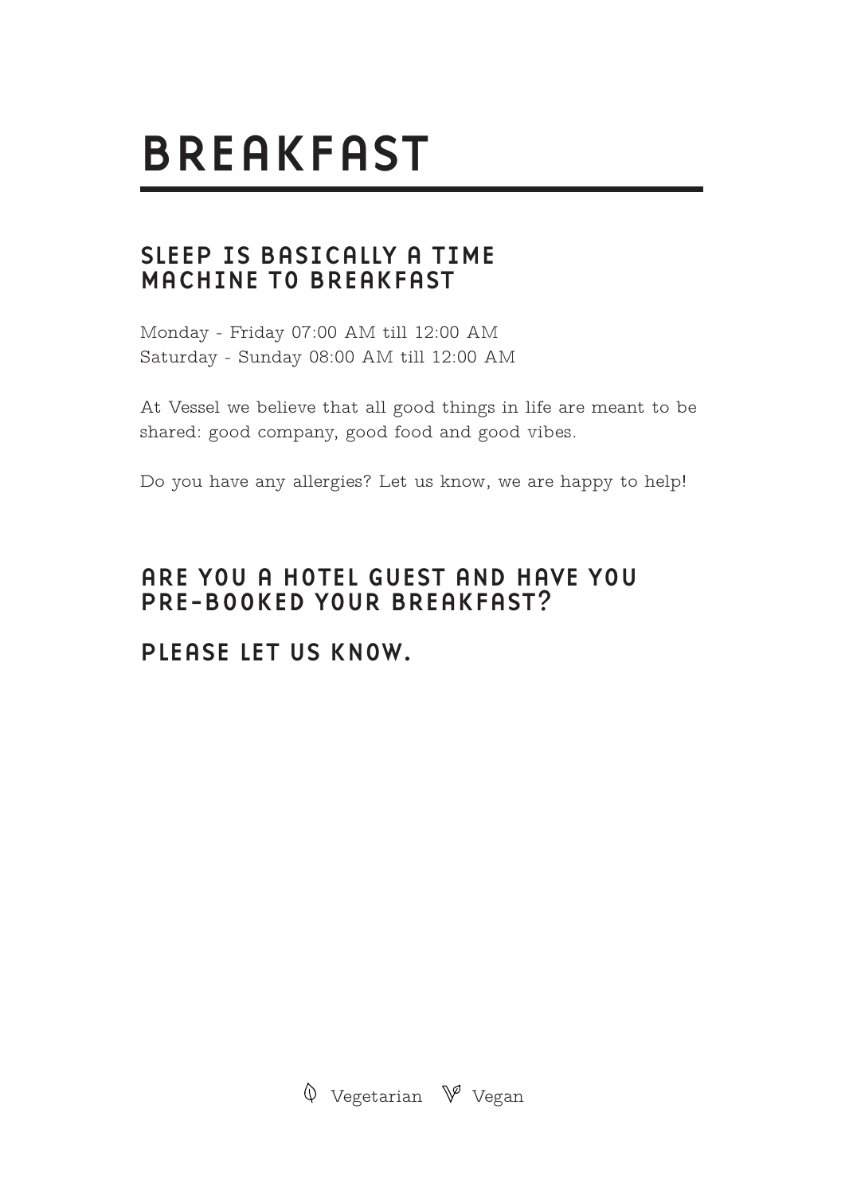# BREAKFAST

## SLEEP IS BASICALLY A TIME MACHINE TO BREAKFAST

Monday - Friday 07:00 AM till 12:00 AM
Saturday - Sunday 08:00 AM till 12:00 AM

At Vessel we believe that all good things in life are meant to be shared: good company, good food and good vibes.

Do you have any allergies? Let us know, we are happy to help!

## ARE YOU A HOTEL GUEST AND HAVE YOU PRE-BOOKED YOUR BREAKFAST?

## PLEASE LET US KNOW.

Vegetarian   Vegan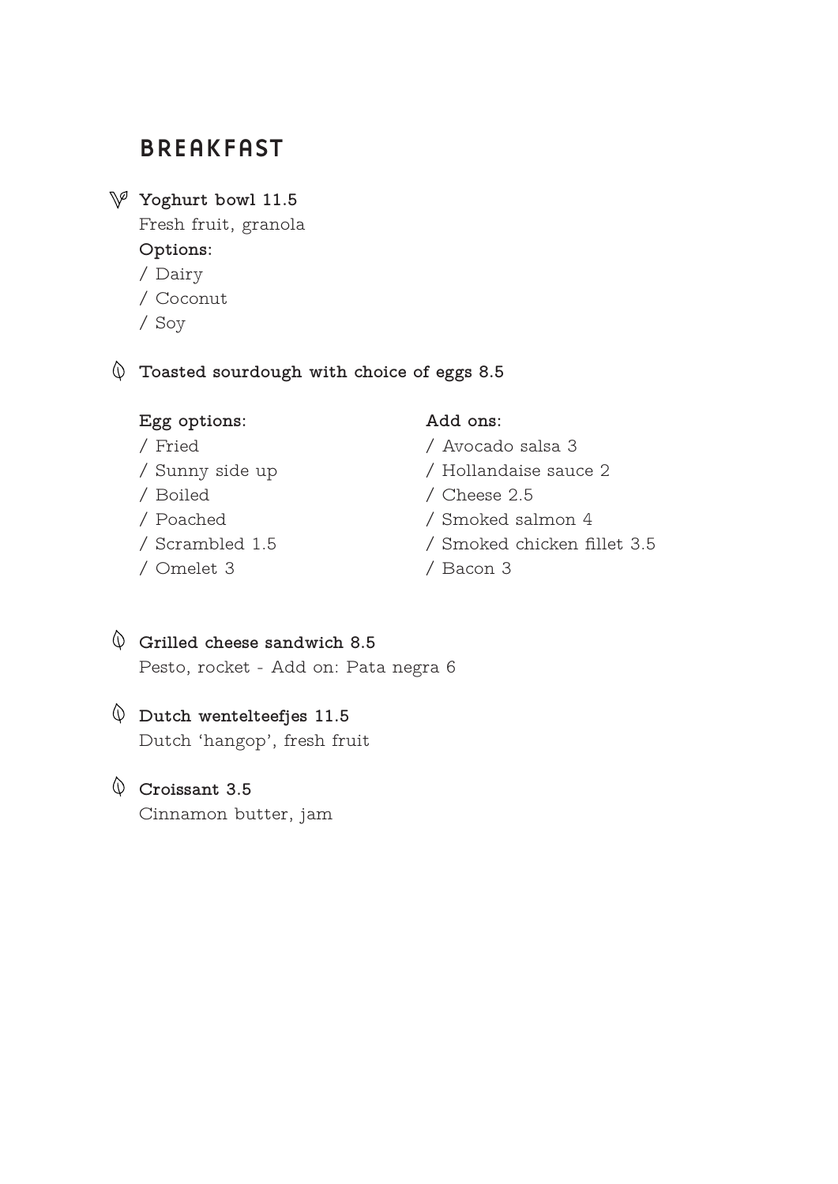# BREAKFAST

**Yoghurt bowl 11.5**
Fresh fruit, granola
**Options:**
/ Dairy
/ Coconut
/ Soy

**Toasted sourdough with choice of eggs 8.5**

**Egg options:**
/ Fried
/ Sunny side up
/ Boiled
/ Poached
/ Scrambled 1.5
/ Omelet 3

**Add ons:**
/ Avocado salsa 3
/ Hollandaise sauce 2
/ Cheese 2.5
/ Smoked salmon 4
/ Smoked chicken fillet 3.5
/ Bacon 3

**Grilled cheese sandwich 8.5**
Pesto, rocket - Add on: Pata negra 6

**Dutch wentelteefjes 11.5**
Dutch 'hangop', fresh fruit

**Croissant 3.5**
Cinnamon butter, jam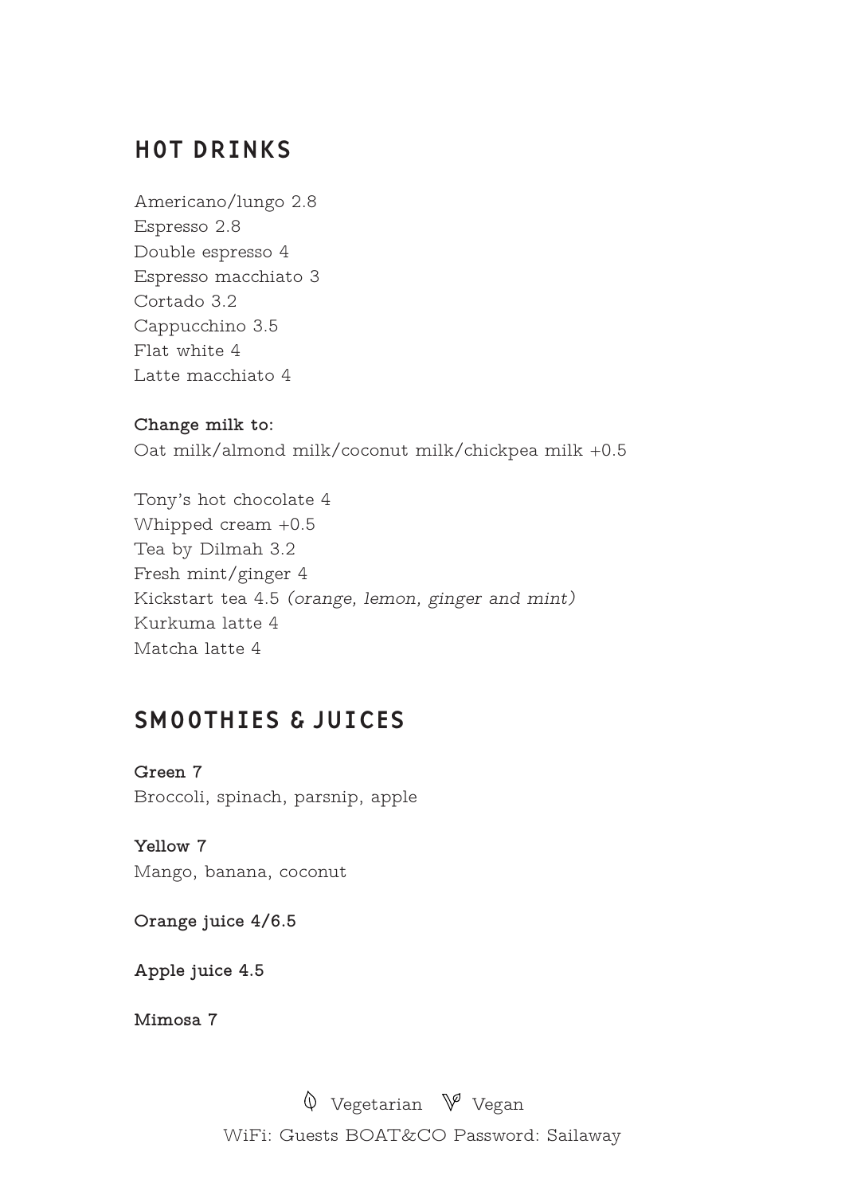## HOT DRINKS

Americano/lungo 2.8
Espresso 2.8
Double espresso 4
Espresso macchiato 3
Cortado 3.2
Cappucchino 3.5
Flat white 4
Latte macchiato 4

**Change milk to:**
Oat milk/almond milk/coconut milk/chickpea milk +0.5

Tony's hot chocolate 4
Whipped cream +0.5
Tea by Dilmah 3.2
Fresh mint/ginger 4
Kickstart tea 4.5 *(orange, lemon, ginger and mint)*
Kurkuma latte 4
Matcha latte 4

## SMOOTHIES & JUICES

**Green 7**
Broccoli, spinach, parsnip, apple

**Yellow 7**
Mango, banana, coconut

**Orange juice 4/6.5**

**Apple juice 4.5**

**Mimosa 7**

Vegetarian Vegan

WiFi: Guests BOAT&CO Password: Sailaway